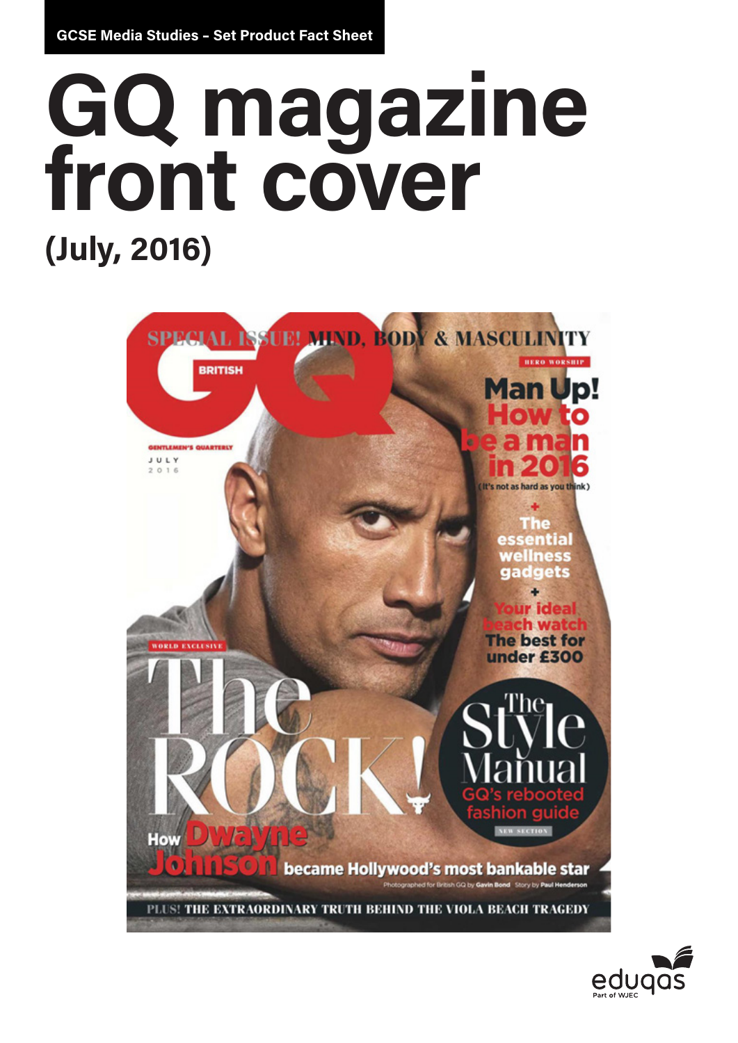GCSE Media Studies – Set Product Fact Sheet

# GQ magazine front cover

## (July, 2016)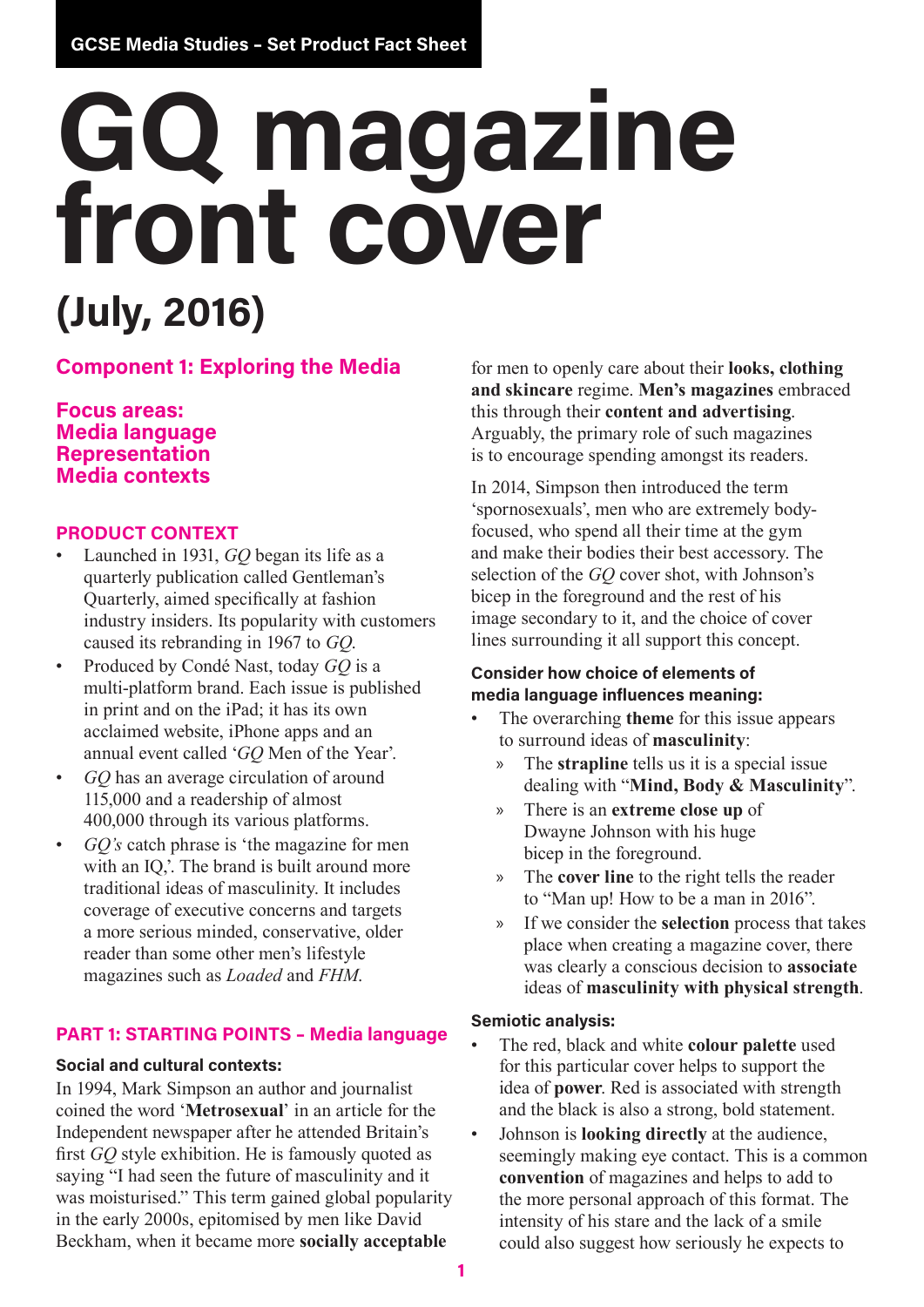GCSE Media Studies – Set Product Fact Sheet

# GQ magazine front cover

## (July, 2016)

### Component 1: Exploring the Media

**Focus areas:**
**Media language**
**Representation**
**Media contexts**

### PRODUCT CONTEXT

- Launched in 1931, *GQ* began its life as a quarterly publication called Gentleman's Quarterly, aimed specifically at fashion industry insiders. Its popularity with customers caused its rebranding in 1967 to *GQ*.
- Produced by Condé Nast, today *GQ* is a multi-platform brand. Each issue is published in print and on the iPad; it has its own acclaimed website, iPhone apps and an annual event called '*GQ* Men of the Year'.
- *GQ* has an average circulation of around 115,000 and a readership of almost 400,000 through its various platforms.
- *GQ's* catch phrase is 'the magazine for men with an IQ,'. The brand is built around more traditional ideas of masculinity. It includes coverage of executive concerns and targets a more serious minded, conservative, older reader than some other men's lifestyle magazines such as *Loaded* and *FHM*.

### PART 1: STARTING POINTS – Media language

#### Social and cultural contexts:

In 1994, Mark Simpson an author and journalist coined the word '**Metrosexual**' in an article for the Independent newspaper after he attended Britain's first *GQ* style exhibition. He is famously quoted as saying "I had seen the future of masculinity and it was moisturised." This term gained global popularity in the early 2000s, epitomised by men like David Beckham, when it became more **socially acceptable** for men to openly care about their **looks, clothing and skincare** regime. **Men's magazines** embraced this through their **content and advertising**. Arguably, the primary role of such magazines is to encourage spending amongst its readers.

In 2014, Simpson then introduced the term 'spornosexuals', men who are extremely body-focused, who spend all their time at the gym and make their bodies their best accessory. The selection of the *GQ* cover shot, with Johnson's bicep in the foreground and the rest of his image secondary to it, and the choice of cover lines surrounding it all support this concept.

#### Consider how choice of elements of media language influences meaning:

- The overarching **theme** for this issue appears to surround ideas of **masculinity**:
  - The **strapline** tells us it is a special issue dealing with "**Mind, Body & Masculinity**".
  - There is an **extreme close up** of Dwayne Johnson with his huge bicep in the foreground.
  - The **cover line** to the right tells the reader to "Man up! How to be a man in 2016".
  - If we consider the **selection** process that takes place when creating a magazine cover, there was clearly a conscious decision to **associate** ideas of **masculinity with physical strength**.

#### Semiotic analysis:

- The red, black and white **colour palette** used for this particular cover helps to support the idea of **power**. Red is associated with strength and the black is also a strong, bold statement.
- Johnson is **looking directly** at the audience, seemingly making eye contact. This is a common **convention** of magazines and helps to add to the more personal approach of this format. The intensity of his stare and the lack of a smile could also suggest how seriously he expects to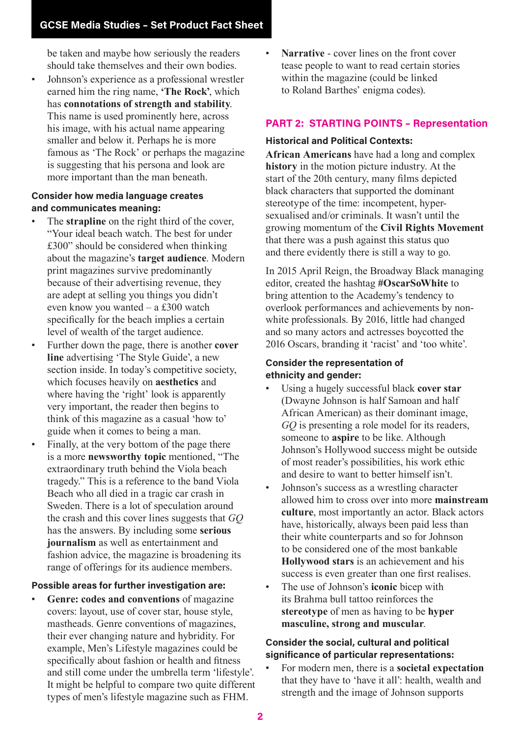be taken and maybe how seriously the readers should take themselves and their own bodies.

- Johnson's experience as a professional wrestler earned him the ring name, **'The Rock'**, which has **connotations of strength and stability**. This name is used prominently here, across his image, with his actual name appearing smaller and below it. Perhaps he is more famous as 'The Rock' or perhaps the magazine is suggesting that his persona and look are more important than the man beneath.

### Consider how media language creates and communicates meaning:

- The **strapline** on the right third of the cover, "Your ideal beach watch. The best for under £300" should be considered when thinking about the magazine's **target audience**. Modern print magazines survive predominantly because of their advertising revenue, they are adept at selling you things you didn't even know you wanted – a £300 watch specifically for the beach implies a certain level of wealth of the target audience.
- Further down the page, there is another **cover line** advertising 'The Style Guide', a new section inside. In today's competitive society, which focuses heavily on **aesthetics** and where having the 'right' look is apparently very important, the reader then begins to think of this magazine as a casual 'how to' guide when it comes to being a man.
- Finally, at the very bottom of the page there is a more **newsworthy topic** mentioned, "The extraordinary truth behind the Viola beach tragedy." This is a reference to the band Viola Beach who all died in a tragic car crash in Sweden. There is a lot of speculation around the crash and this cover lines suggests that *GQ* has the answers. By including some **serious journalism** as well as entertainment and fashion advice, the magazine is broadening its range of offerings for its audience members.

### Possible areas for further investigation are:

- **Genre: codes and conventions** of magazine covers: layout, use of cover star, house style, mastheads. Genre conventions of magazines, their ever changing nature and hybridity. For example, Men's Lifestyle magazines could be specifically about fashion or health and fitness and still come under the umbrella term 'lifestyle'. It might be helpful to compare two quite different types of men's lifestyle magazine such as FHM.
- **Narrative** - cover lines on the front cover tease people to want to read certain stories within the magazine (could be linked to Roland Barthes' enigma codes).

## PART 2: STARTING POINTS – Representation

### Historical and Political Contexts:

**African Americans** have had a long and complex **history** in the motion picture industry. At the start of the 20th century, many films depicted black characters that supported the dominant stereotype of the time: incompetent, hyper-sexualised and/or criminals. It wasn't until the growing momentum of the **Civil Rights Movement** that there was a push against this status quo and there evidently there is still a way to go.

In 2015 April Reign, the Broadway Black managing editor, created the hashtag **#OscarSoWhite** to bring attention to the Academy's tendency to overlook performances and achievements by non-white professionals. By 2016, little had changed and so many actors and actresses boycotted the 2016 Oscars, branding it 'racist' and 'too white'.

### Consider the representation of ethnicity and gender:

- Using a hugely successful black **cover star** (Dwayne Johnson is half Samoan and half African American) as their dominant image, *GQ* is presenting a role model for its readers, someone to **aspire** to be like. Although Johnson's Hollywood success might be outside of most reader's possibilities, his work ethic and desire to want to better himself isn't.
- Johnson's success as a wrestling character allowed him to cross over into more **mainstream culture**, most importantly an actor. Black actors have, historically, always been paid less than their white counterparts and so for Johnson to be considered one of the most bankable **Hollywood stars** is an achievement and his success is even greater than one first realises.
- The use of Johnson's **iconic** bicep with its Brahma bull tattoo reinforces the **stereotype** of men as having to be **hyper masculine, strong and muscular**.

### Consider the social, cultural and political significance of particular representations:

- For modern men, there is a **societal expectation** that they have to 'have it all': health, wealth and strength and the image of Johnson supports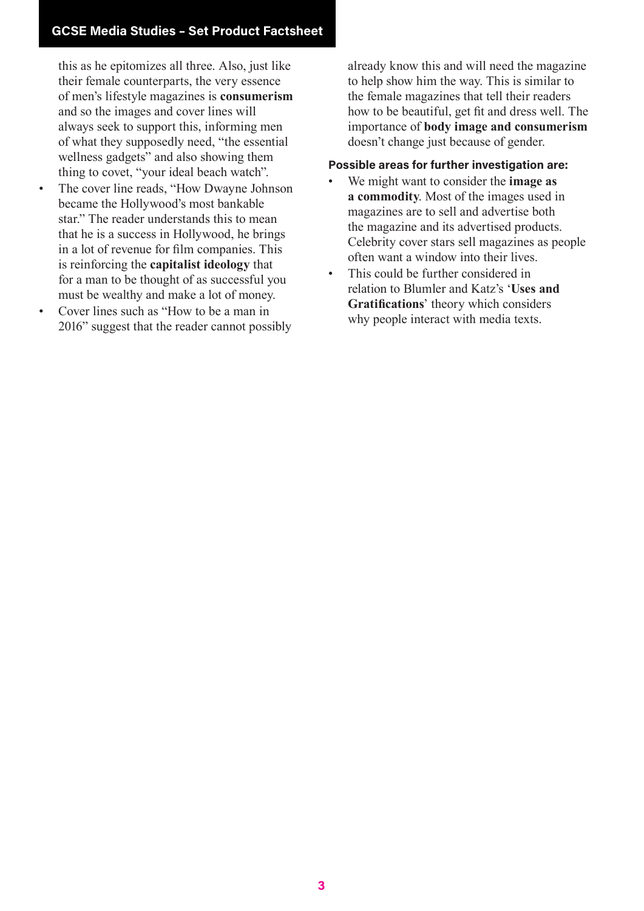this as he epitomizes all three. Also, just like their female counterparts, the very essence of men's lifestyle magazines is **consumerism** and so the images and cover lines will always seek to support this, informing men of what they supposedly need, "the essential wellness gadgets" and also showing them thing to covet, "your ideal beach watch".

- The cover line reads, "How Dwayne Johnson became the Hollywood's most bankable star." The reader understands this to mean that he is a success in Hollywood, he brings in a lot of revenue for film companies. This is reinforcing the **capitalist ideology** that for a man to be thought of as successful you must be wealthy and make a lot of money.
- Cover lines such as "How to be a man in 2016" suggest that the reader cannot possibly already know this and will need the magazine to help show him the way. This is similar to the female magazines that tell their readers how to be beautiful, get fit and dress well. The importance of **body image and consumerism** doesn't change just because of gender.

**Possible areas for further investigation are:**

- We might want to consider the **image as a commodity**. Most of the images used in magazines are to sell and advertise both the magazine and its advertised products. Celebrity cover stars sell magazines as people often want a window into their lives.
- This could be further considered in relation to Blumler and Katz's '**Uses and Gratifications**' theory which considers why people interact with media texts.